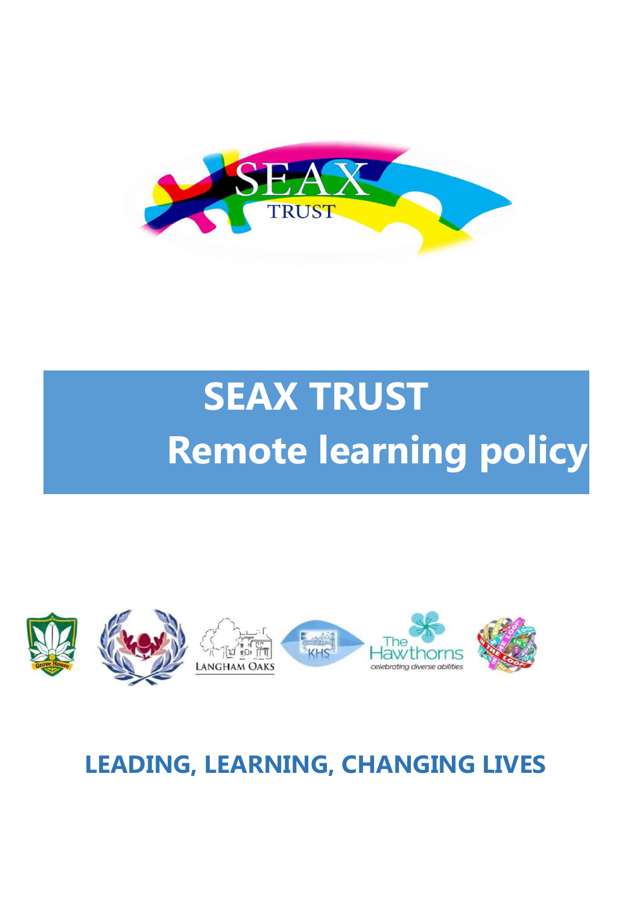# SEAX TRUST

# Remote learning policy

**LEADING, LEARNING, CHANGING LIVES**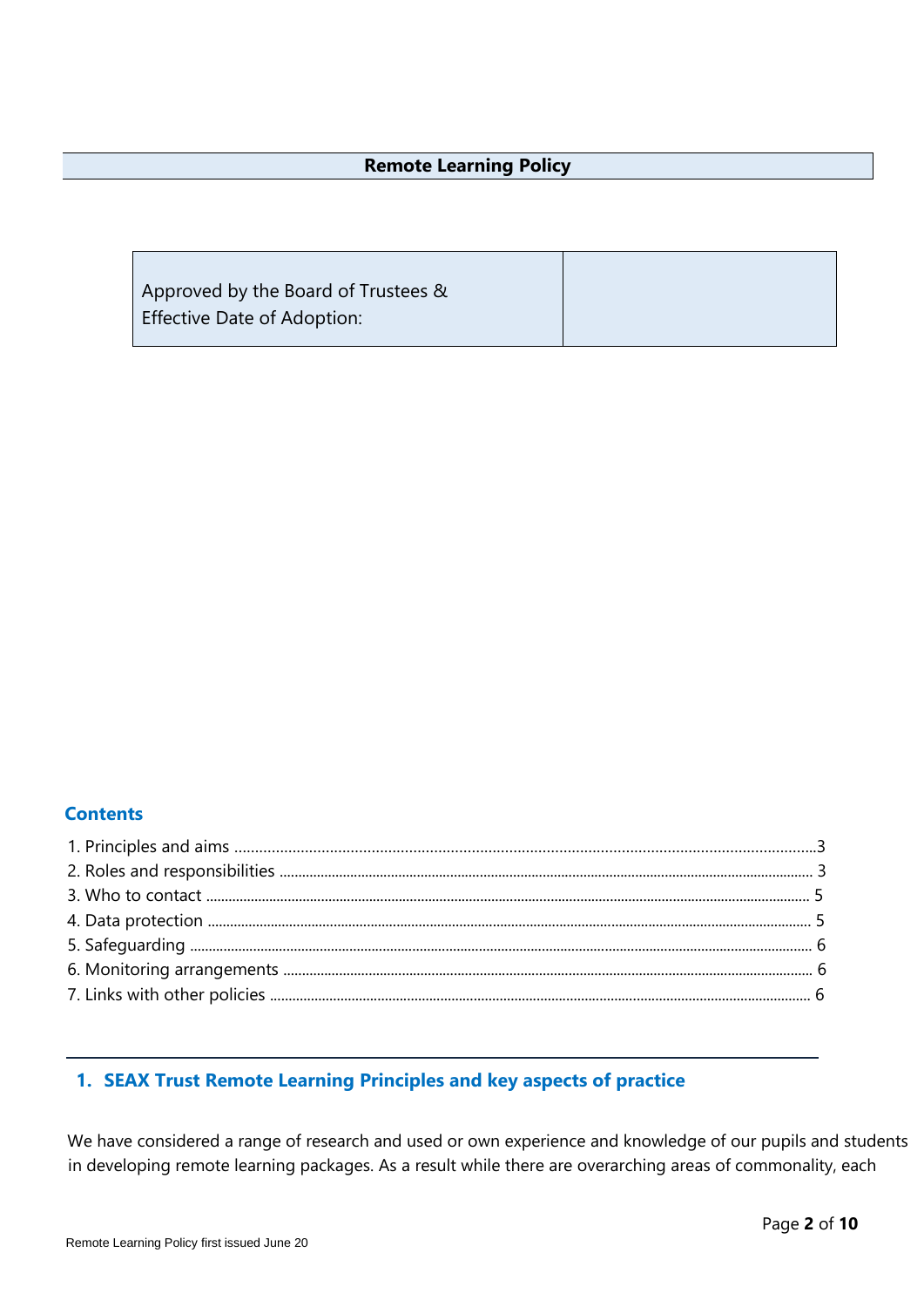# Remote Learning Policy

| Approved by the Board of Trustees & Effective Date of Adoption: | |
|---|---|

## Contents

1. Principles and aims ........................................................................ 3
2. Roles and responsibilities ................................................................. 3
3. Who to contact ................................................................................ 5
4. Data protection ................................................................................ 5
5. Safeguarding ................................................................................... 6
6. Monitoring arrangements ................................................................. 6
7. Links with other policies ................................................................... 6

---

## 1. SEAX Trust Remote Learning Principles and key aspects of practice

We have considered a range of research and used or own experience and knowledge of our pupils and students in developing remote learning packages. As a result while there are overarching areas of commonality, each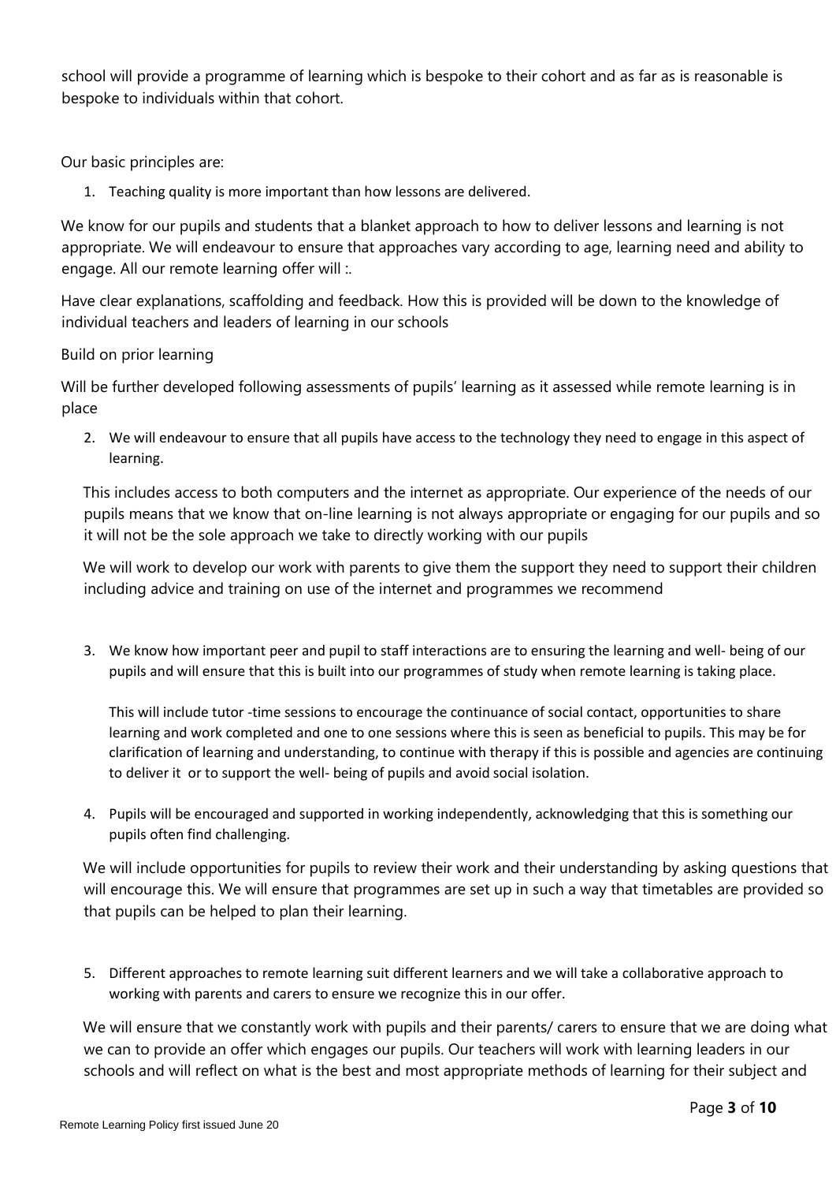school will provide a programme of learning which is bespoke to their cohort and as far as is reasonable is bespoke to individuals within that cohort.

Our basic principles are:

1. Teaching quality is more important than how lessons are delivered.

We know for our pupils and students that a blanket approach to how to deliver lessons and learning is not appropriate. We will endeavour to ensure that approaches vary according to age, learning need and ability to engage. All our remote learning offer will :.

Have clear explanations, scaffolding and feedback. How this is provided will be down to the knowledge of individual teachers and leaders of learning in our schools

Build on prior learning

Will be further developed following assessments of pupils' learning as it assessed while remote learning is in place

2. We will endeavour to ensure that all pupils have access to the technology they need to engage in this aspect of learning.

   This includes access to both computers and the internet as appropriate. Our experience of the needs of our pupils means that we know that on-line learning is not always appropriate or engaging for our pupils and so it will not be the sole approach we take to directly working with our pupils

   We will work to develop our work with parents to give them the support they need to support their children including advice and training on use of the internet and programmes we recommend

3. We know how important peer and pupil to staff interactions are to ensuring the learning and well- being of our pupils and will ensure that this is built into our programmes of study when remote learning is taking place.

   This will include tutor -time sessions to encourage the continuance of social contact, opportunities to share learning and work completed and one to one sessions where this is seen as beneficial to pupils. This may be for clarification of learning and understanding, to continue with therapy if this is possible and agencies are continuing to deliver it  or to support the well- being of pupils and avoid social isolation.

4. Pupils will be encouraged and supported in working independently, acknowledging that this is something our pupils often find challenging.

   We will include opportunities for pupils to review their work and their understanding by asking questions that will encourage this. We will ensure that programmes are set up in such a way that timetables are provided so that pupils can be helped to plan their learning.

5. Different approaches to remote learning suit different learners and we will take a collaborative approach to working with parents and carers to ensure we recognize this in our offer.

   We will ensure that we constantly work with pupils and their parents/ carers to ensure that we are doing what we can to provide an offer which engages our pupils. Our teachers will work with learning leaders in our schools and will reflect on what is the best and most appropriate methods of learning for their subject and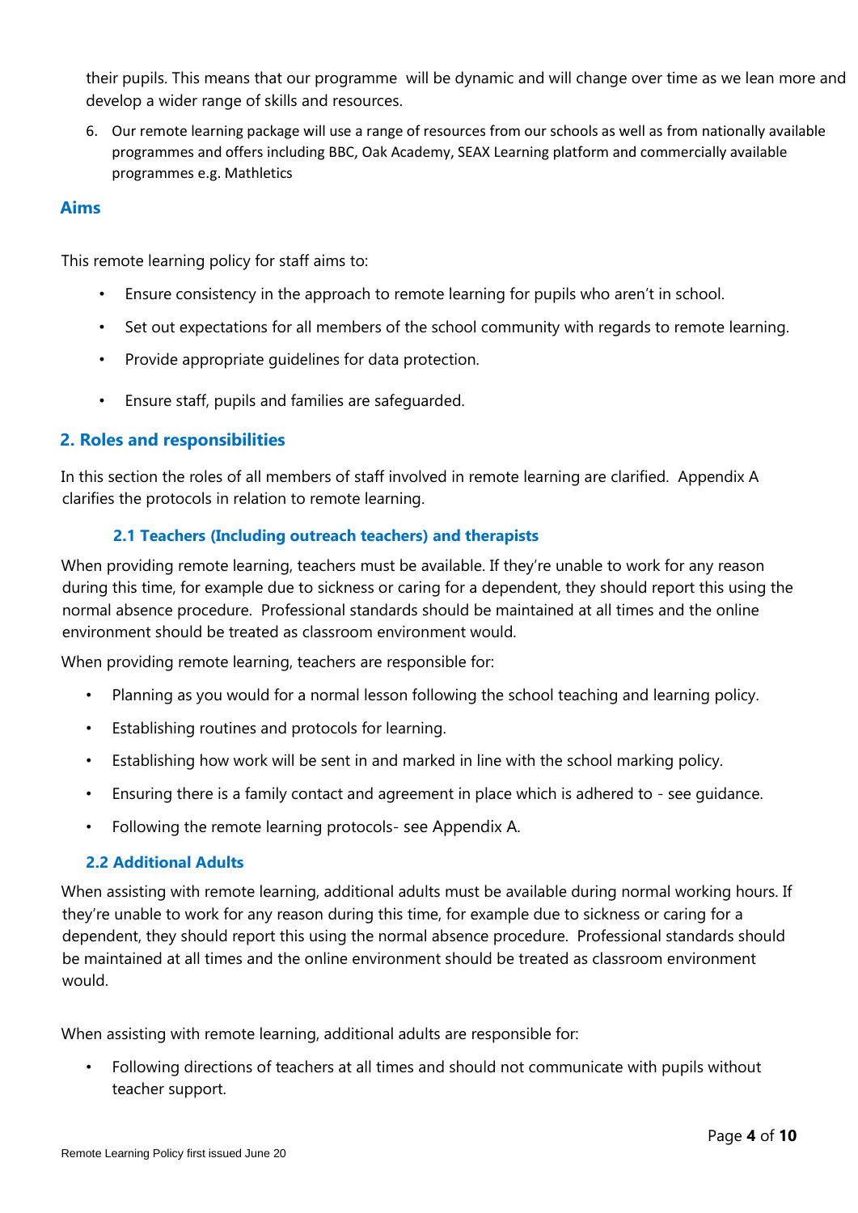their pupils. This means that our programme will be dynamic and will change over time as we lean more and develop a wider range of skills and resources.

6. Our remote learning package will use a range of resources from our schools as well as from nationally available programmes and offers including BBC, Oak Academy, SEAX Learning platform and commercially available programmes e.g. Mathletics

## Aims

This remote learning policy for staff aims to:

- Ensure consistency in the approach to remote learning for pupils who aren't in school.
- Set out expectations for all members of the school community with regards to remote learning.
- Provide appropriate guidelines for data protection.
- Ensure staff, pupils and families are safeguarded.

## 2. Roles and responsibilities

In this section the roles of all members of staff involved in remote learning are clarified. Appendix A clarifies the protocols in relation to remote learning.

### 2.1 Teachers (Including outreach teachers) and therapists

When providing remote learning, teachers must be available. If they're unable to work for any reason during this time, for example due to sickness or caring for a dependent, they should report this using the normal absence procedure. Professional standards should be maintained at all times and the online environment should be treated as classroom environment would.

When providing remote learning, teachers are responsible for:

- Planning as you would for a normal lesson following the school teaching and learning policy.
- Establishing routines and protocols for learning.
- Establishing how work will be sent in and marked in line with the school marking policy.
- Ensuring there is a family contact and agreement in place which is adhered to - see guidance.
- Following the remote learning protocols- see Appendix A.

### 2.2 Additional Adults

When assisting with remote learning, additional adults must be available during normal working hours. If they're unable to work for any reason during this time, for example due to sickness or caring for a dependent, they should report this using the normal absence procedure. Professional standards should be maintained at all times and the online environment should be treated as classroom environment would.

When assisting with remote learning, additional adults are responsible for:

- Following directions of teachers at all times and should not communicate with pupils without teacher support.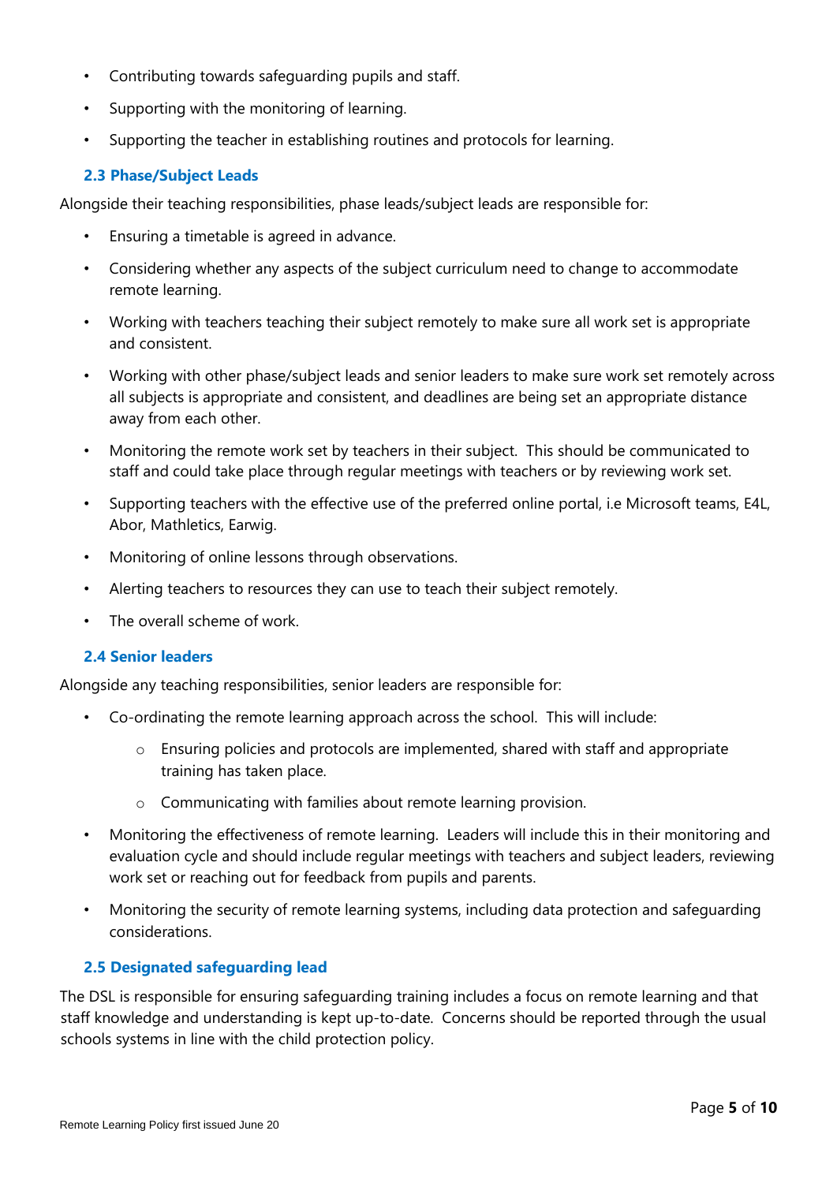- Contributing towards safeguarding pupils and staff.
- Supporting with the monitoring of learning.
- Supporting the teacher in establishing routines and protocols for learning.

### 2.3 Phase/Subject Leads

Alongside their teaching responsibilities, phase leads/subject leads are responsible for:

- Ensuring a timetable is agreed in advance.
- Considering whether any aspects of the subject curriculum need to change to accommodate remote learning.
- Working with teachers teaching their subject remotely to make sure all work set is appropriate and consistent.
- Working with other phase/subject leads and senior leaders to make sure work set remotely across all subjects is appropriate and consistent, and deadlines are being set an appropriate distance away from each other.
- Monitoring the remote work set by teachers in their subject. This should be communicated to staff and could take place through regular meetings with teachers or by reviewing work set.
- Supporting teachers with the effective use of the preferred online portal, i.e Microsoft teams, E4L, Abor, Mathletics, Earwig.
- Monitoring of online lessons through observations.
- Alerting teachers to resources they can use to teach their subject remotely.
- The overall scheme of work.

### 2.4 Senior leaders

Alongside any teaching responsibilities, senior leaders are responsible for:

- Co-ordinating the remote learning approach across the school. This will include:
  - Ensuring policies and protocols are implemented, shared with staff and appropriate training has taken place.
  - Communicating with families about remote learning provision.
- Monitoring the effectiveness of remote learning. Leaders will include this in their monitoring and evaluation cycle and should include regular meetings with teachers and subject leaders, reviewing work set or reaching out for feedback from pupils and parents.
- Monitoring the security of remote learning systems, including data protection and safeguarding considerations.

### 2.5 Designated safeguarding lead

The DSL is responsible for ensuring safeguarding training includes a focus on remote learning and that staff knowledge and understanding is kept up-to-date. Concerns should be reported through the usual schools systems in line with the child protection policy.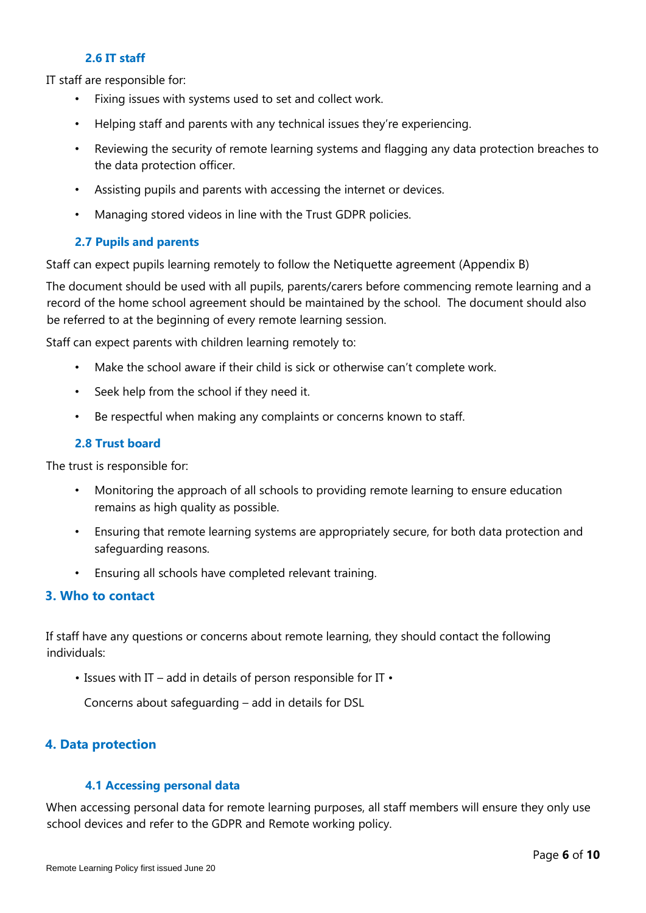### 2.6 IT staff

IT staff are responsible for:

- Fixing issues with systems used to set and collect work.
- Helping staff and parents with any technical issues they're experiencing.
- Reviewing the security of remote learning systems and flagging any data protection breaches to the data protection officer.
- Assisting pupils and parents with accessing the internet or devices.
- Managing stored videos in line with the Trust GDPR policies.

### 2.7 Pupils and parents

Staff can expect pupils learning remotely to follow the Netiquette agreement (Appendix B)

The document should be used with all pupils, parents/carers before commencing remote learning and a record of the home school agreement should be maintained by the school. The document should also be referred to at the beginning of every remote learning session.

Staff can expect parents with children learning remotely to:

- Make the school aware if their child is sick or otherwise can't complete work.
- Seek help from the school if they need it.
- Be respectful when making any complaints or concerns known to staff.

### 2.8 Trust board

The trust is responsible for:

- Monitoring the approach of all schools to providing remote learning to ensure education remains as high quality as possible.
- Ensuring that remote learning systems are appropriately secure, for both data protection and safeguarding reasons.
- Ensuring all schools have completed relevant training.

## 3. Who to contact

If staff have any questions or concerns about remote learning, they should contact the following individuals:

- Issues with IT – add in details of person responsible for IT
- Concerns about safeguarding – add in details for DSL

## 4. Data protection

### 4.1 Accessing personal data

When accessing personal data for remote learning purposes, all staff members will ensure they only use school devices and refer to the GDPR and Remote working policy.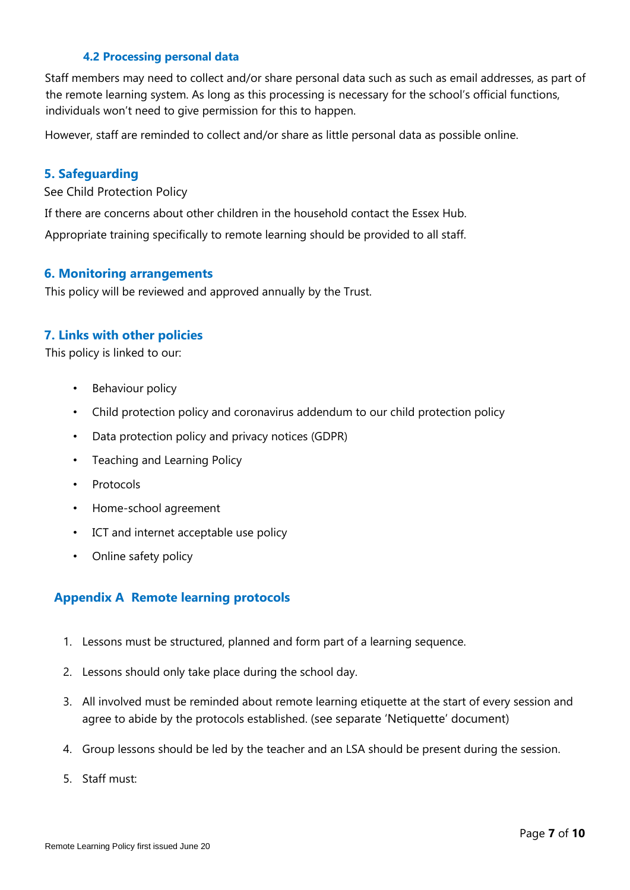### 4.2 Processing personal data

Staff members may need to collect and/or share personal data such as such as email addresses, as part of the remote learning system. As long as this processing is necessary for the school's official functions, individuals won't need to give permission for this to happen.

However, staff are reminded to collect and/or share as little personal data as possible online.

## 5. Safeguarding

See Child Protection Policy

If there are concerns about other children in the household contact the Essex Hub.

Appropriate training specifically to remote learning should be provided to all staff.

## 6. Monitoring arrangements

This policy will be reviewed and approved annually by the Trust.

## 7. Links with other policies

This policy is linked to our:

- Behaviour policy
- Child protection policy and coronavirus addendum to our child protection policy
- Data protection policy and privacy notices (GDPR)
- Teaching and Learning Policy
- Protocols
- Home-school agreement
- ICT and internet acceptable use policy
- Online safety policy

## Appendix A Remote learning protocols

1. Lessons must be structured, planned and form part of a learning sequence.
2. Lessons should only take place during the school day.
3. All involved must be reminded about remote learning etiquette at the start of every session and agree to abide by the protocols established. (see separate 'Netiquette' document)
4. Group lessons should be led by the teacher and an LSA should be present during the session.
5. Staff must:

Remote Learning Policy first issued June 20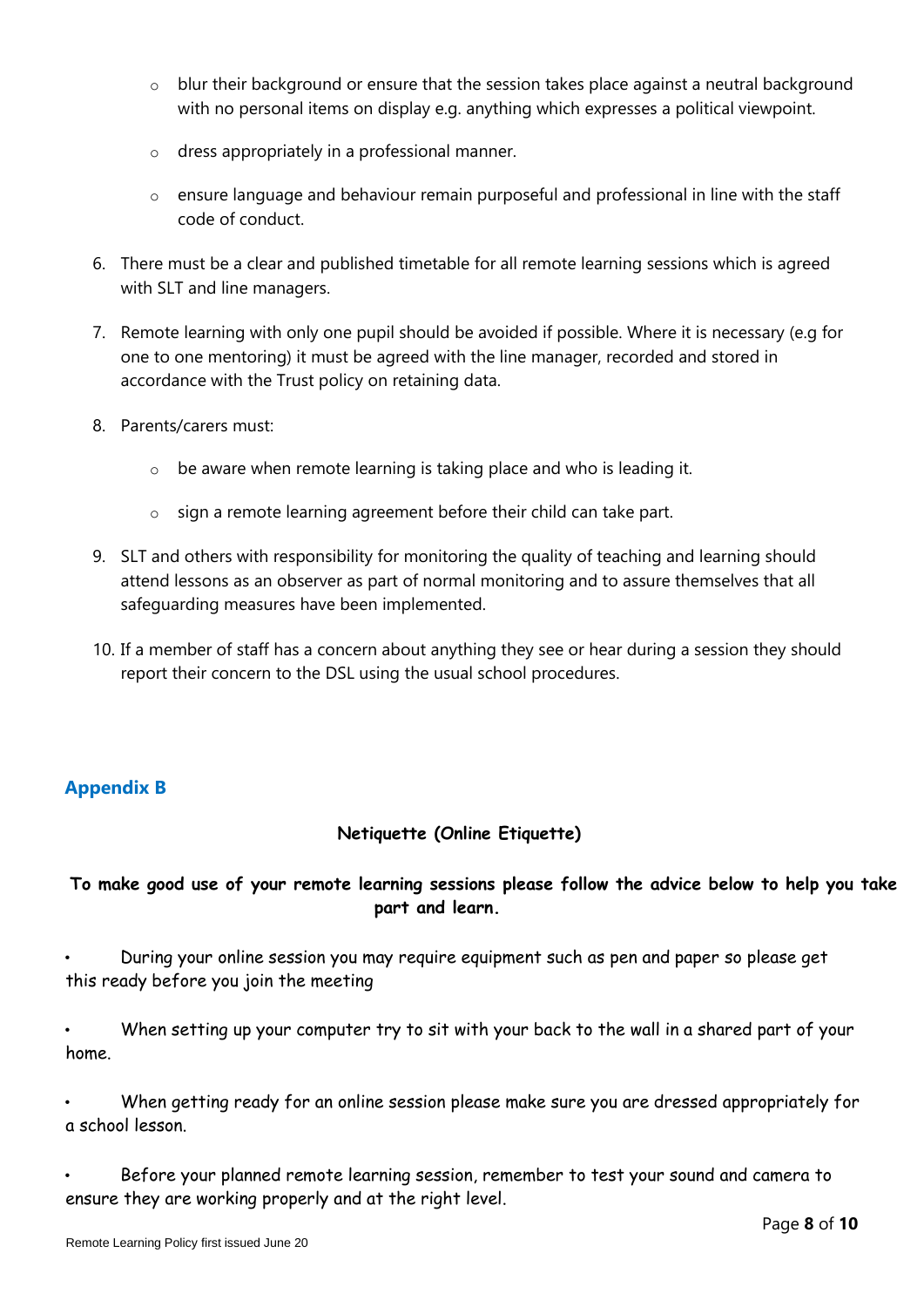- blur their background or ensure that the session takes place against a neutral background with no personal items on display e.g. anything which expresses a political viewpoint.
- dress appropriately in a professional manner.
- ensure language and behaviour remain purposeful and professional in line with the staff code of conduct.

6. There must be a clear and published timetable for all remote learning sessions which is agreed with SLT and line managers.

7. Remote learning with only one pupil should be avoided if possible. Where it is necessary (e.g for one to one mentoring) it must be agreed with the line manager, recorded and stored in accordance with the Trust policy on retaining data.

8. Parents/carers must:

   - be aware when remote learning is taking place and who is leading it.
   - sign a remote learning agreement before their child can take part.

9. SLT and others with responsibility for monitoring the quality of teaching and learning should attend lessons as an observer as part of normal monitoring and to assure themselves that all safeguarding measures have been implemented.

10. If a member of staff has a concern about anything they see or hear during a session they should report their concern to the DSL using the usual school procedures.

## Appendix B

**Netiquette (Online Etiquette)**

**To make good use of your remote learning sessions please follow the advice below to help you take part and learn.**

- During your online session you may require equipment such as pen and paper so please get this ready before you join the meeting
- When setting up your computer try to sit with your back to the wall in a shared part of your home.
- When getting ready for an online session please make sure you are dressed appropriately for a school lesson.
- Before your planned remote learning session, remember to test your sound and camera to ensure they are working properly and at the right level.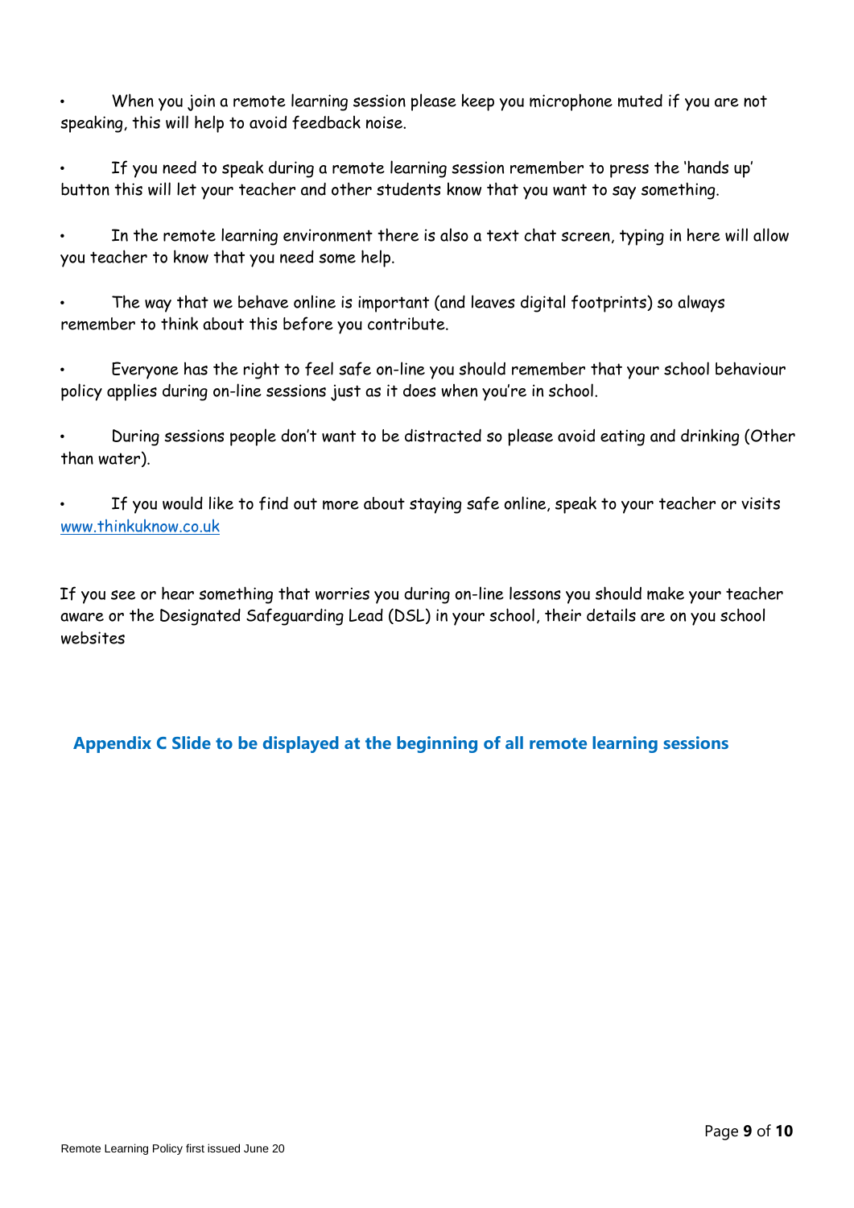- When you join a remote learning session please keep you microphone muted if you are not speaking, this will help to avoid feedback noise.

- If you need to speak during a remote learning session remember to press the 'hands up' button this will let your teacher and other students know that you want to say something.

- In the remote learning environment there is also a text chat screen, typing in here will allow you teacher to know that you need some help.

- The way that we behave online is important (and leaves digital footprints) so always remember to think about this before you contribute.

- Everyone has the right to feel safe on-line you should remember that your school behaviour policy applies during on-line sessions just as it does when you're in school.

- During sessions people don't want to be distracted so please avoid eating and drinking (Other than water).

- If you would like to find out more about staying safe online, speak to your teacher or visits [www.thinkuknow.co.uk](http://www.thinkuknow.co.uk)

If you see or hear something that worries you during on-line lessons you should make your teacher aware or the Designated Safeguarding Lead (DSL) in your school, their details are on you school websites

## Appendix C Slide to be displayed at the beginning of all remote learning sessions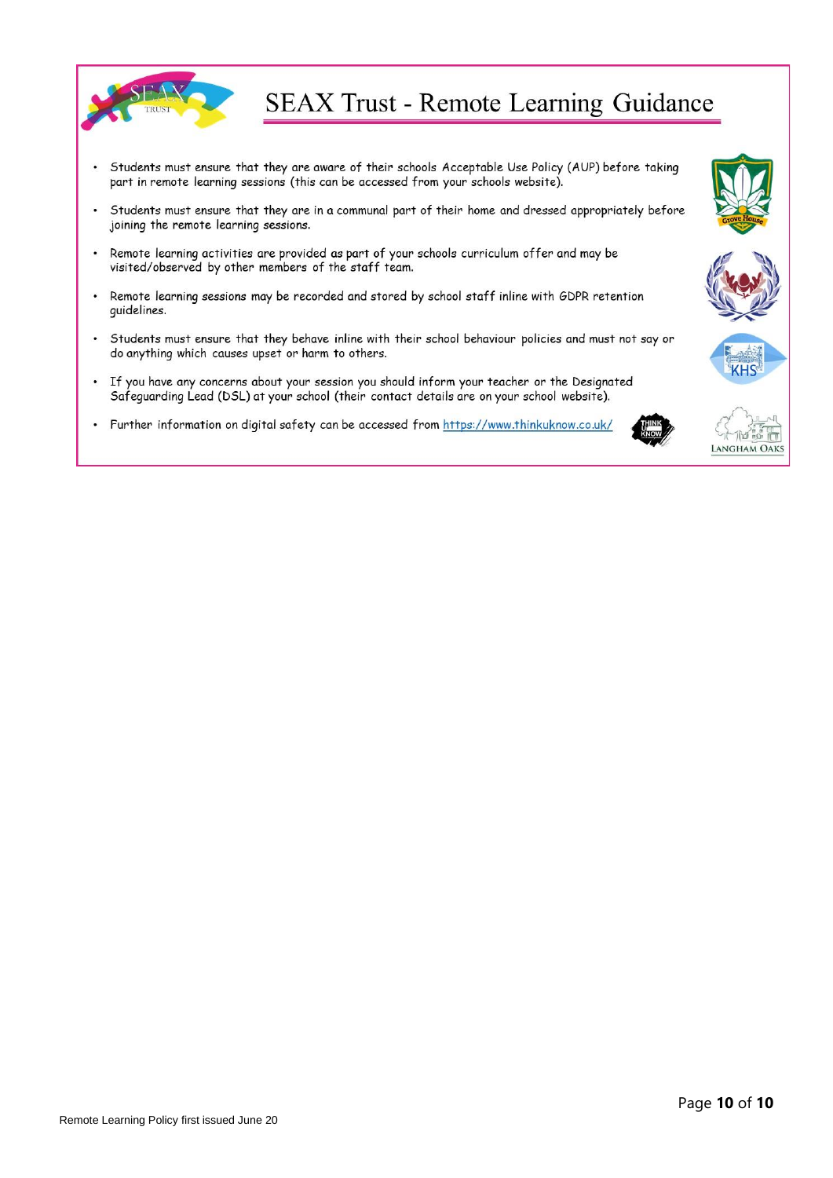# SEAX Trust - Remote Learning Guidance

- Students must ensure that they are aware of their schools Acceptable Use Policy (AUP) before taking part in remote learning sessions (this can be accessed from your schools website).
- Students must ensure that they are in a communal part of their home and dressed appropriately before joining the remote learning sessions.
- Remote learning activities are provided as part of your schools curriculum offer and may be visited/observed by other members of the staff team.
- Remote learning sessions may be recorded and stored by school staff inline with GDPR retention guidelines.
- Students must ensure that they behave inline with their school behaviour policies and must not say or do anything which causes upset or harm to others.
- If you have any concerns about your session you should inform your teacher or the Designated Safeguarding Lead (DSL) at your school (their contact details are on your school website).
- Further information on digital safety can be accessed from https://www.thinkuknow.co.uk/